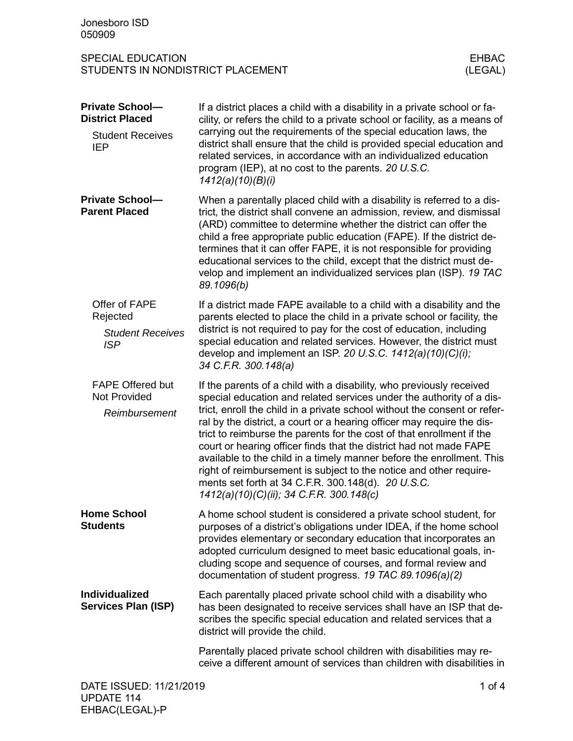Jonesboro ISD
050909

SPECIAL EDUCATION
STUDENTS IN NONDISTRICT PLACEMENT

EHBAC
(LEGAL)

## Private School—District Placed

### Student Receives IEP

If a district places a child with a disability in a private school or facility, or refers the child to a private school or facility, as a means of carrying out the requirements of the special education laws, the district shall ensure that the child is provided special education and related services, in accordance with an individualized education program (IEP), at no cost to the parents. *20 U.S.C. 1412(a)(10)(B)(i)*

## Private School—Parent Placed

When a parentally placed child with a disability is referred to a district, the district shall convene an admission, review, and dismissal (ARD) committee to determine whether the district can offer the child a free appropriate public education (FAPE). If the district determines that it can offer FAPE, it is not responsible for providing educational services to the child, except that the district must develop and implement an individualized services plan (ISP). *19 TAC 89.1096(b)*

### Offer of FAPE Rejected

#### *Student Receives ISP*

If a district made FAPE available to a child with a disability and the parents elected to place the child in a private school or facility, the district is not required to pay for the cost of education, including special education and related services. However, the district must develop and implement an ISP. *20 U.S.C. 1412(a)(10)(C)(i); 34 C.F.R. 300.148(a)*

### FAPE Offered but Not Provided

#### *Reimbursement*

If the parents of a child with a disability, who previously received special education and related services under the authority of a district, enroll the child in a private school without the consent or referral by the district, a court or a hearing officer may require the district to reimburse the parents for the cost of that enrollment if the court or hearing officer finds that the district had not made FAPE available to the child in a timely manner before the enrollment. This right of reimbursement is subject to the notice and other requirements set forth at 34 C.F.R. 300.148(d). *20 U.S.C. 1412(a)(10)(C)(ii); 34 C.F.R. 300.148(c)*

## Home School Students

A home school student is considered a private school student, for purposes of a district's obligations under IDEA, if the home school provides elementary or secondary education that incorporates an adopted curriculum designed to meet basic educational goals, including scope and sequence of courses, and formal review and documentation of student progress. *19 TAC 89.1096(a)(2)*

## Individualized Services Plan (ISP)

Each parentally placed private school child with a disability who has been designated to receive services shall have an ISP that describes the specific special education and related services that a district will provide the child.

Parentally placed private school children with disabilities may receive a different amount of services than children with disabilities in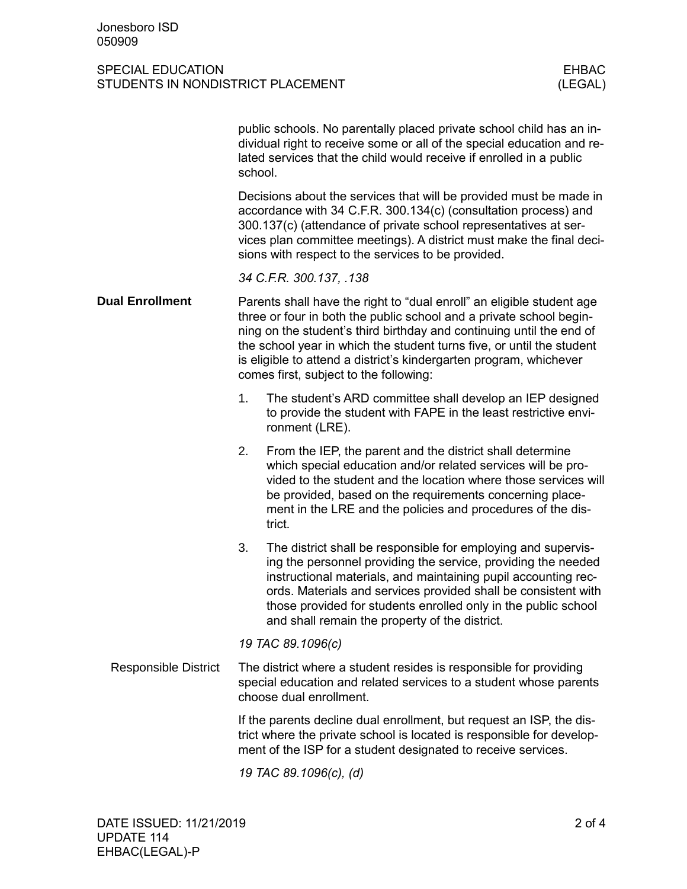public schools. No parentally placed private school child has an individual right to receive some or all of the special education and related services that the child would receive if enrolled in a public school.

Decisions about the services that will be provided must be made in accordance with 34 C.F.R. 300.134(c) (consultation process) and 300.137(c) (attendance of private school representatives at services plan committee meetings). A district must make the final decisions with respect to the services to be provided.

*34 C.F.R. 300.137, .138*

## Dual Enrollment

Parents shall have the right to "dual enroll" an eligible student age three or four in both the public school and a private school beginning on the student's third birthday and continuing until the end of the school year in which the student turns five, or until the student is eligible to attend a district's kindergarten program, whichever comes first, subject to the following:

1. The student's ARD committee shall develop an IEP designed to provide the student with FAPE in the least restrictive environment (LRE).
2. From the IEP, the parent and the district shall determine which special education and/or related services will be provided to the student and the location where those services will be provided, based on the requirements concerning placement in the LRE and the policies and procedures of the district.
3. The district shall be responsible for employing and supervising the personnel providing the service, providing the needed instructional materials, and maintaining pupil accounting records. Materials and services provided shall be consistent with those provided for students enrolled only in the public school and shall remain the property of the district.

*19 TAC 89.1096(c)*

### Responsible District

The district where a student resides is responsible for providing special education and related services to a student whose parents choose dual enrollment.

If the parents decline dual enrollment, but request an ISP, the district where the private school is located is responsible for development of the ISP for a student designated to receive services.

*19 TAC 89.1096(c), (d)*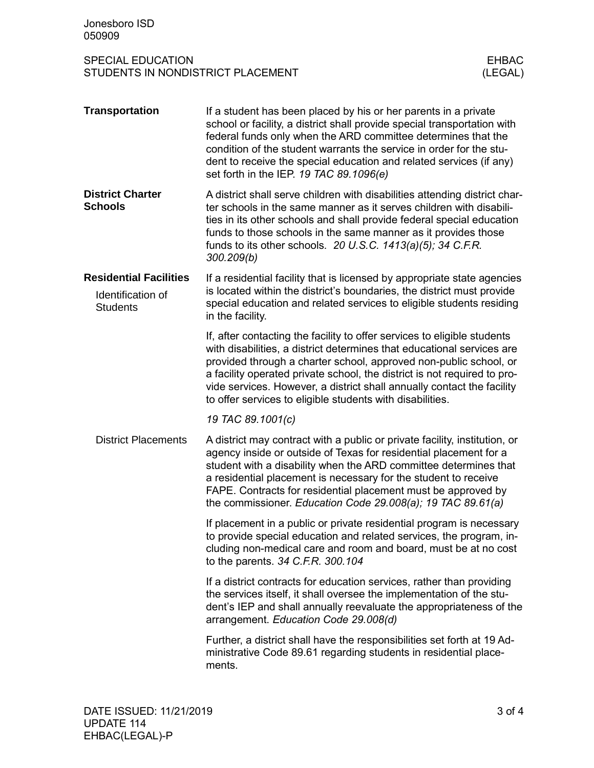### Transportation

If a student has been placed by his or her parents in a private school or facility, a district shall provide special transportation with federal funds only when the ARD committee determines that the condition of the student warrants the service in order for the student to receive the special education and related services (if any) set forth in the IEP. *19 TAC 89.1096(e)*

### District Charter Schools

A district shall serve children with disabilities attending district charter schools in the same manner as it serves children with disabilities in its other schools and shall provide federal special education funds to those schools in the same manner as it provides those funds to its other schools. *20 U.S.C. 1413(a)(5); 34 C.F.R. 300.209(b)*

### Residential Facilities

#### Identification of Students

If a residential facility that is licensed by appropriate state agencies is located within the district's boundaries, the district must provide special education and related services to eligible students residing in the facility.

If, after contacting the facility to offer services to eligible students with disabilities, a district determines that educational services are provided through a charter school, approved non-public school, or a facility operated private school, the district is not required to provide services. However, a district shall annually contact the facility to offer services to eligible students with disabilities.

*19 TAC 89.1001(c)*

#### District Placements

A district may contract with a public or private facility, institution, or agency inside or outside of Texas for residential placement for a student with a disability when the ARD committee determines that a residential placement is necessary for the student to receive FAPE. Contracts for residential placement must be approved by the commissioner. *Education Code 29.008(a); 19 TAC 89.61(a)*

If placement in a public or private residential program is necessary to provide special education and related services, the program, including non-medical care and room and board, must be at no cost to the parents. *34 C.F.R. 300.104*

If a district contracts for education services, rather than providing the services itself, it shall oversee the implementation of the student's IEP and shall annually reevaluate the appropriateness of the arrangement. *Education Code 29.008(d)*

Further, a district shall have the responsibilities set forth at 19 Administrative Code 89.61 regarding students in residential placements.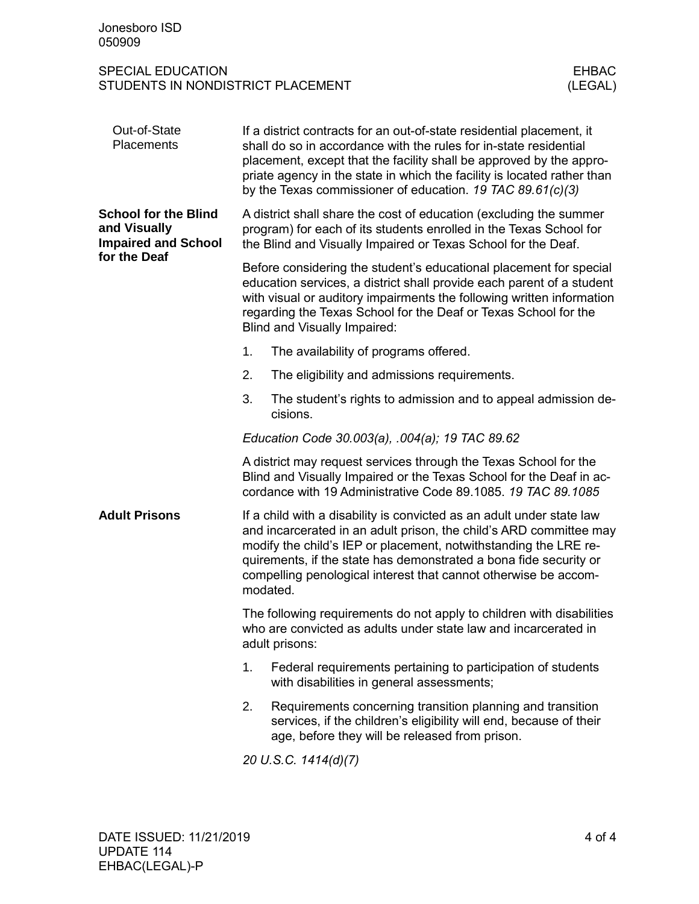### Out-of-State Placements

If a district contracts for an out-of-state residential placement, it shall do so in accordance with the rules for in-state residential placement, except that the facility shall be approved by the appropriate agency in the state in which the facility is located rather than by the Texas commissioner of education. *19 TAC 89.61(c)(3)*

## School for the Blind and Visually Impaired and School for the Deaf

A district shall share the cost of education (excluding the summer program) for each of its students enrolled in the Texas School for the Blind and Visually Impaired or Texas School for the Deaf.

Before considering the student's educational placement for special education services, a district shall provide each parent of a student with visual or auditory impairments the following written information regarding the Texas School for the Deaf or Texas School for the Blind and Visually Impaired:

1. The availability of programs offered.
2. The eligibility and admissions requirements.
3. The student's rights to admission and to appeal admission decisions.

*Education Code 30.003(a), .004(a); 19 TAC 89.62*

A district may request services through the Texas School for the Blind and Visually Impaired or the Texas School for the Deaf in accordance with 19 Administrative Code 89.1085. *19 TAC 89.1085*

## Adult Prisons

If a child with a disability is convicted as an adult under state law and incarcerated in an adult prison, the child's ARD committee may modify the child's IEP or placement, notwithstanding the LRE requirements, if the state has demonstrated a bona fide security or compelling penological interest that cannot otherwise be accommodated.

The following requirements do not apply to children with disabilities who are convicted as adults under state law and incarcerated in adult prisons:

1. Federal requirements pertaining to participation of students with disabilities in general assessments;
2. Requirements concerning transition planning and transition services, if the children's eligibility will end, because of their age, before they will be released from prison.

*20 U.S.C. 1414(d)(7)*